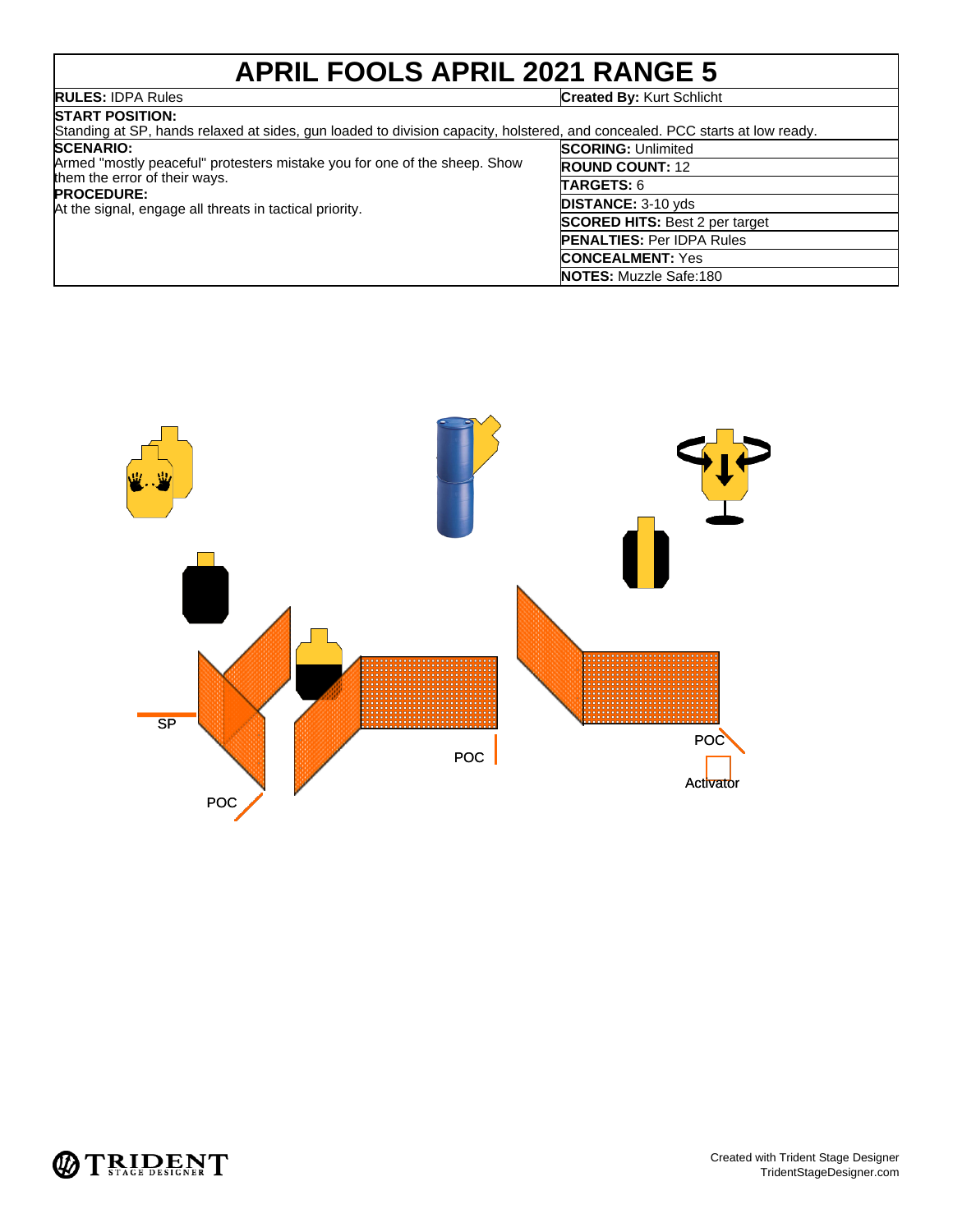# APRIL FOOLS APRIL 2021 RANGE 5

| | |
|---|---|
| **RULES:** IDPA Rules | **Created By:** Kurt Schlicht |

**START POSITION:**
Standing at SP, hands relaxed at sides, gun loaded to division capacity, holstered, and concealed. PCC starts at low ready.

**SCENARIO:**
Armed "mostly peaceful" protesters mistake you for one of the sheep. Show them the error of their ways.

**PROCEDURE:**
At the signal, engage all threats in tactical priority.

| | |
|---|---|
| **SCORING:** | Unlimited |
| **ROUND COUNT:** | 12 |
| **TARGETS:** | 6 |
| **DISTANCE:** | 3-10 yds |
| **SCORED HITS:** | Best 2 per target |
| **PENALTIES:** | Per IDPA Rules |
| **CONCEALMENT:** | Yes |
| **NOTES:** | Muzzle Safe:180 |

SP

POC

POC

POC

Activator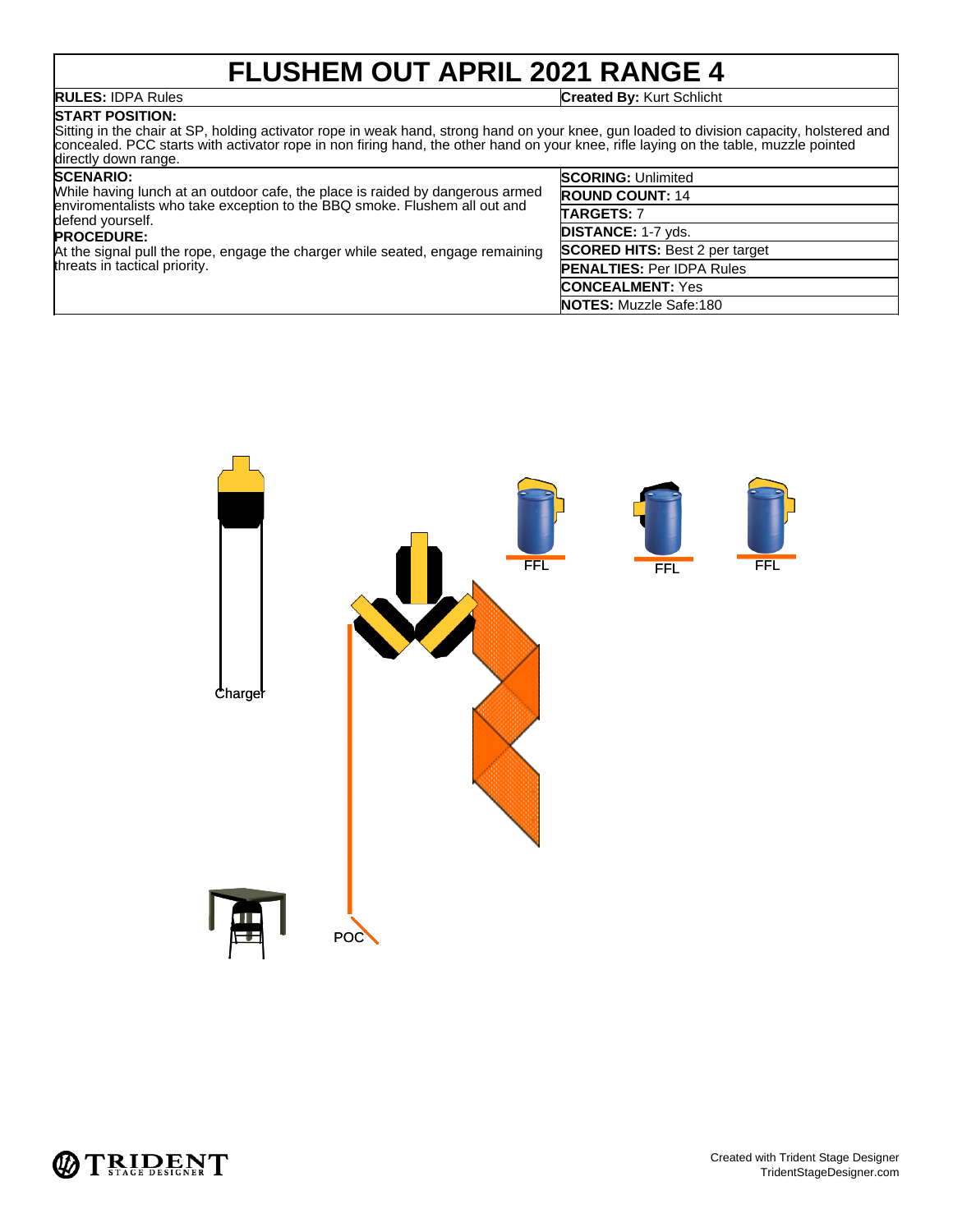# FLUSHEM OUT APRIL 2021 RANGE 4

**RULES:** IDPA Rules

**Created By:** Kurt Schlicht

**START POSITION:**
Sitting in the chair at SP, holding activator rope in weak hand, strong hand on your knee, gun loaded to division capacity, holstered and concealed. PCC starts with activator rope in non firing hand, the other hand on your knee, rifle laying on the table, muzzle pointed directly down range.

**SCENARIO:**
While having lunch at an outdoor cafe, the place is raided by dangerous armed enviromentalists who take exception to the BBQ smoke. Flushem all out and defend yourself.

**PROCEDURE:**
At the signal pull the rope, engage the charger while seated, engage remaining threats in tactical priority.

**SCORING:** Unlimited

**ROUND COUNT:** 14

**TARGETS:** 7

**DISTANCE:** 1-7 yds.

**SCORED HITS:** Best 2 per target

**PENALTIES:** Per IDPA Rules

**CONCEALMENT:** Yes

**NOTES:** Muzzle Safe:180

FFL FFL FFL

Charger

POC

Created with Trident Stage Designer
TridentStageDesigner.com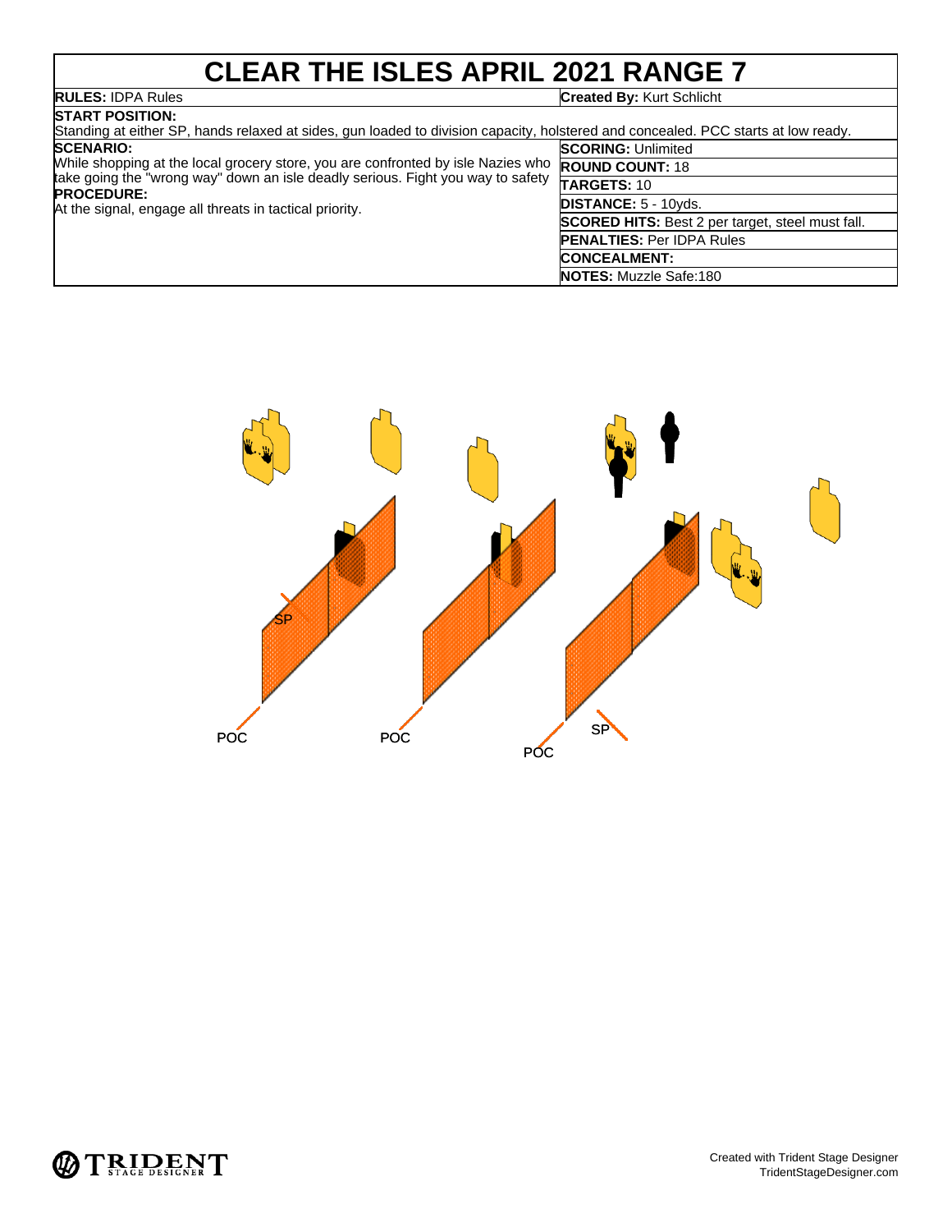# CLEAR THE ISLES APRIL 2021 RANGE 7

| | |
|---|---|
| **RULES:** IDPA Rules | **Created By:** Kurt Schlicht |

**START POSITION:**
Standing at either SP, hands relaxed at sides, gun loaded to division capacity, holstered and concealed. PCC starts at low ready.

| | |
|---|---|
| **SCENARIO:** While shopping at the local grocery store, you are confronted by isle Nazies who take going the "wrong way" down an isle deadly serious. Fight you way to safety | **SCORING:** Unlimited |
| | **ROUND COUNT:** 18 |
| **PROCEDURE:** At the signal, engage all threats in tactical priority. | **TARGETS:** 10 |
| | **DISTANCE:** 5 - 10yds. |
| | **SCORED HITS:** Best 2 per target, steel must fall. |
| | **PENALTIES:** Per IDPA Rules |
| | **CONCEALMENT:** |
| | **NOTES:** Muzzle Safe:180 |

SP

POC POC POC SP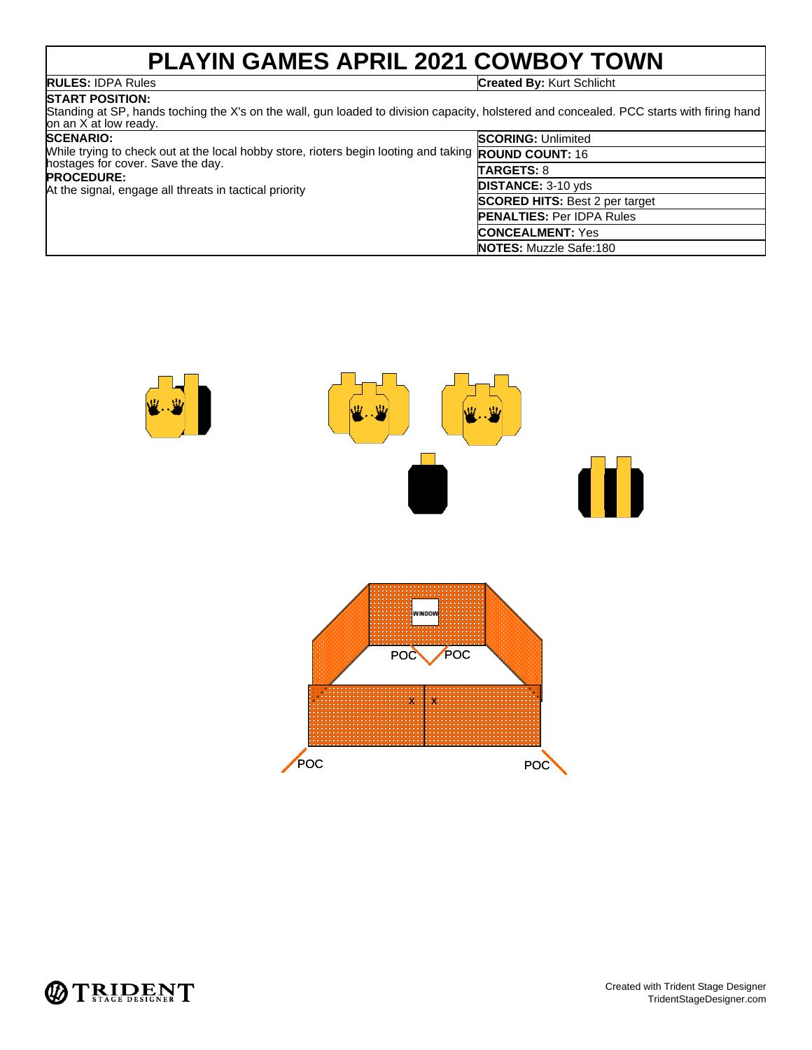# PLAYIN GAMES APRIL 2021 COWBOY TOWN

**RULES:** IDPA Rules

**Created By:** Kurt Schlicht

**START POSITION:**
Standing at SP, hands toching the X's on the wall, gun loaded to division capacity, holstered and concealed. PCC starts with firing hand on an X at low ready.

**SCENARIO:**
While trying to check out at the local hobby store, rioters begin looting and taking hostages for cover. Save the day.

**PROCEDURE:**
At the signal, engage all threats in tactical priority

**SCORING:** Unlimited

**ROUND COUNT:** 16

**TARGETS:** 8

**DISTANCE:** 3-10 yds

**SCORED HITS:** Best 2 per target

**PENALTIES:** Per IDPA Rules

**CONCEALMENT:** Yes

**NOTES:** Muzzle Safe:180

WINDOW

POC POC

X X

POC POC

Created with Trident Stage Designer
TridentStageDesigner.com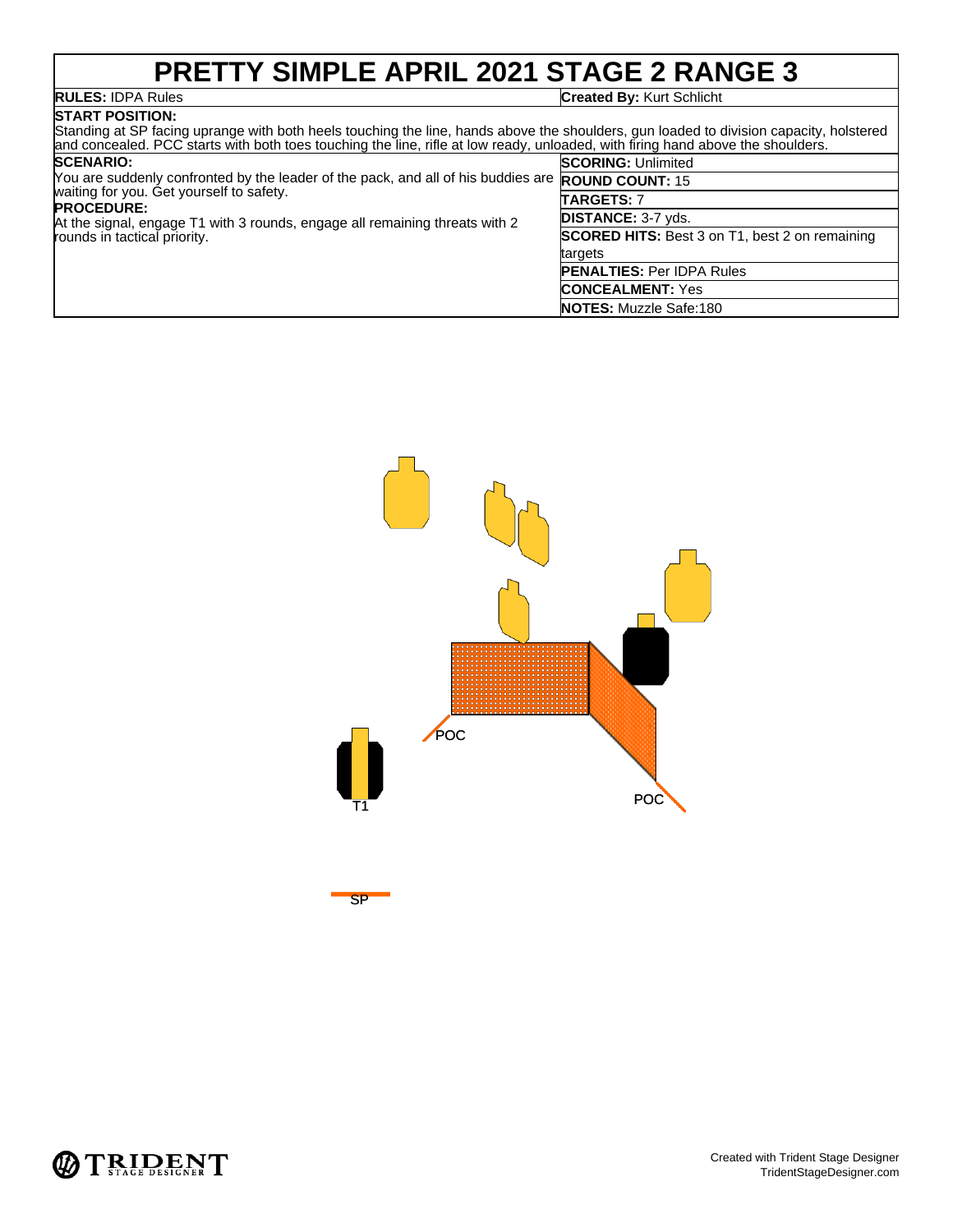# PRETTY SIMPLE APRIL 2021 STAGE 2 RANGE 3

**RULES:** IDPA Rules

**Created By:** Kurt Schlicht

**START POSITION:**
Standing at SP facing uprange with both heels touching the line, hands above the shoulders, gun loaded to division capacity, holstered and concealed. PCC starts with both toes touching the line, rifle at low ready, unloaded, with firing hand above the shoulders.

**SCENARIO:**
You are suddenly confronted by the leader of the pack, and all of his buddies are waiting for you. Get yourself to safety.

**PROCEDURE:**
At the signal, engage T1 with 3 rounds, engage all remaining threats with 2 rounds in tactical priority.

**SCORING:** Unlimited

**ROUND COUNT:** 15

**TARGETS:** 7

**DISTANCE:** 3-7 yds.

**SCORED HITS:** Best 3 on T1, best 2 on remaining targets

**PENALTIES:** Per IDPA Rules

**CONCEALMENT:** Yes

**NOTES:** Muzzle Safe:180

POC

POC

T1

SP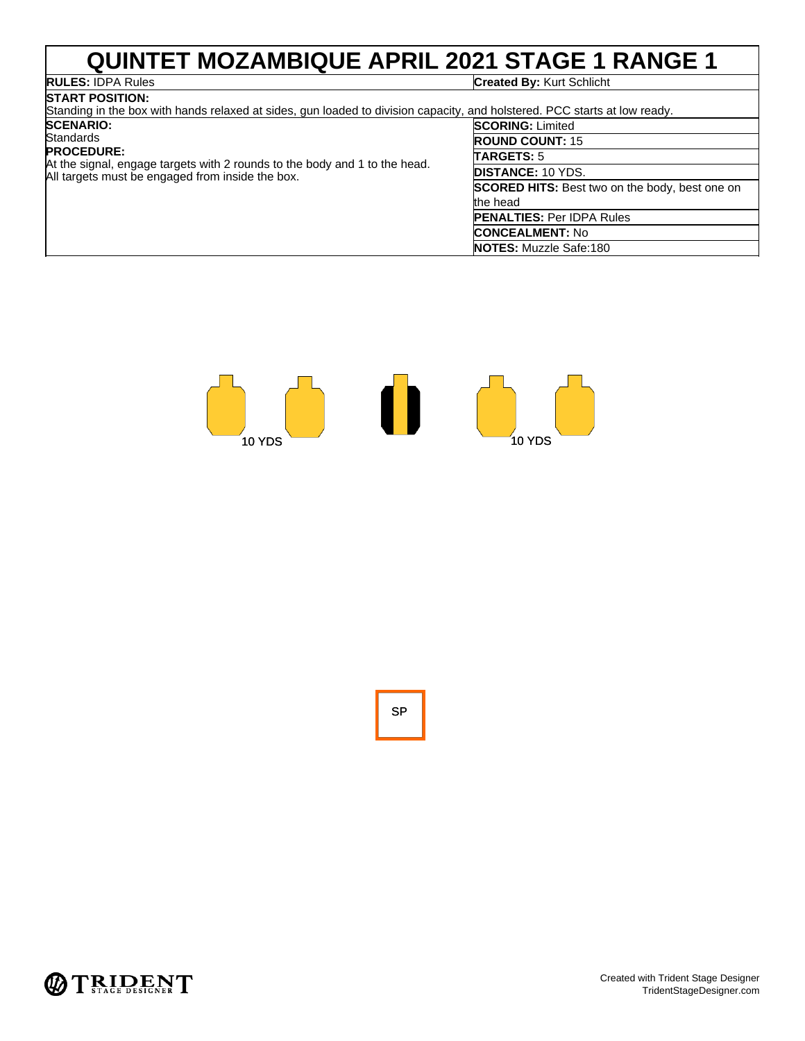# QUINTET MOZAMBIQUE APRIL 2021 STAGE 1 RANGE 1

**RULES:** IDPA Rules

**Created By:** Kurt Schlicht

**START POSITION:**
Standing in the box with hands relaxed at sides, gun loaded to division capacity, and holstered. PCC starts at low ready.

**SCENARIO:**
Standards

**PROCEDURE:**
At the signal, engage targets with 2 rounds to the body and 1 to the head.
All targets must be engaged from inside the box.

**SCORING:** Limited

**ROUND COUNT:** 15

**TARGETS:** 5

**DISTANCE:** 10 YDS.

**SCORED HITS:** Best two on the body, best one on the head

**PENALTIES:** Per IDPA Rules

**CONCEALMENT:** No

**NOTES:** Muzzle Safe:180

10 YDS

10 YDS

SP

Created with Trident Stage Designer
TridentStageDesigner.com